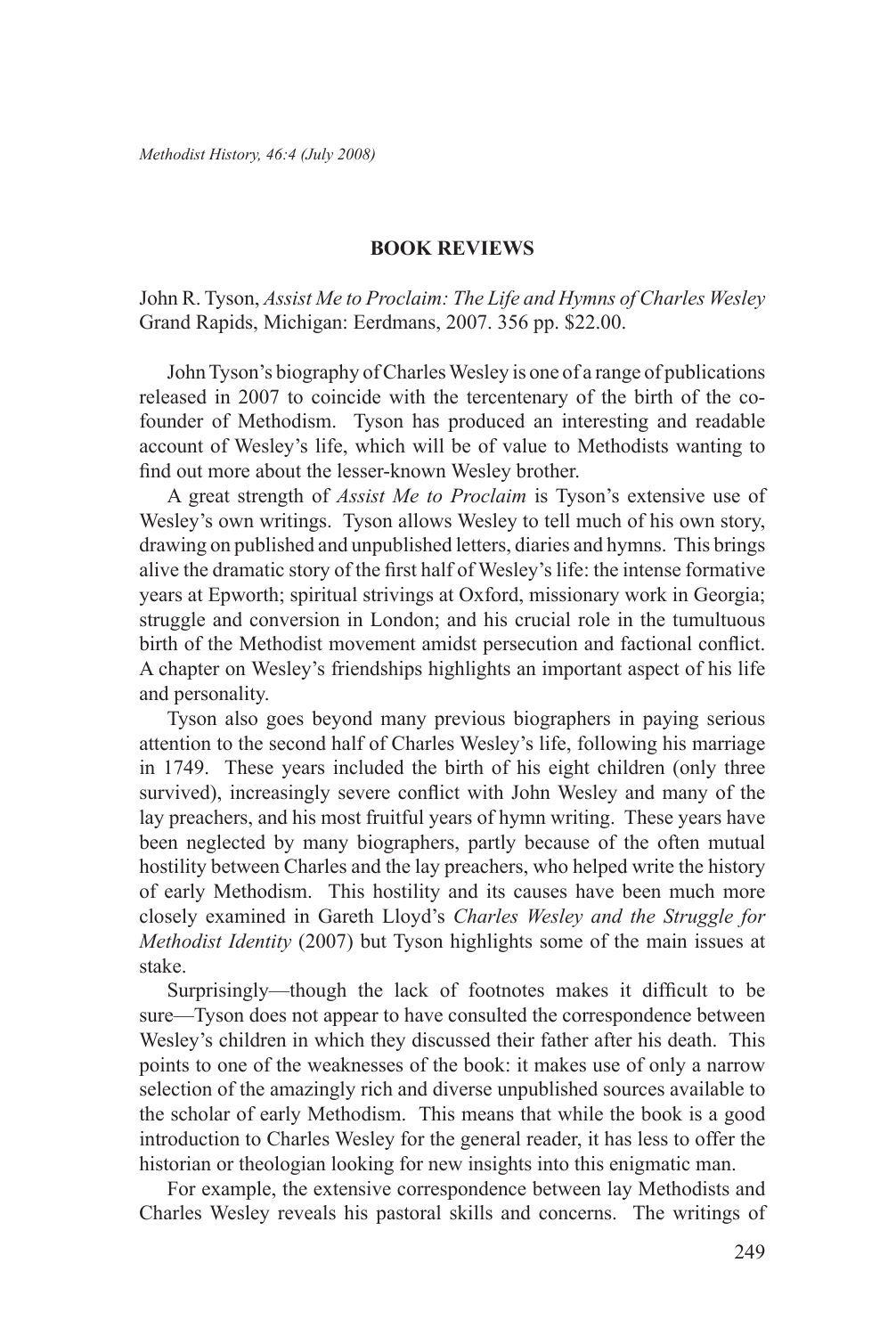## BOOK REVIEWS

John R. Tyson, *Assist Me to Proclaim: The Life and Hymns of Charles Wesley* Grand Rapids, Michigan: Eerdmans, 2007. 356 pp. $22.00.

John Tyson's biography of Charles Wesley is one of a range of publications released in 2007 to coincide with the tercentenary of the birth of the co-founder of Methodism. Tyson has produced an interesting and readable account of Wesley's life, which will be of value to Methodists wanting to find out more about the lesser-known Wesley brother.

A great strength of *Assist Me to Proclaim* is Tyson's extensive use of Wesley's own writings. Tyson allows Wesley to tell much of his own story, drawing on published and unpublished letters, diaries and hymns. This brings alive the dramatic story of the first half of Wesley's life: the intense formative years at Epworth; spiritual strivings at Oxford, missionary work in Georgia; struggle and conversion in London; and his crucial role in the tumultuous birth of the Methodist movement amidst persecution and factional conflict. A chapter on Wesley's friendships highlights an important aspect of his life and personality.

Tyson also goes beyond many previous biographers in paying serious attention to the second half of Charles Wesley's life, following his marriage in 1749. These years included the birth of his eight children (only three survived), increasingly severe conflict with John Wesley and many of the lay preachers, and his most fruitful years of hymn writing. These years have been neglected by many biographers, partly because of the often mutual hostility between Charles and the lay preachers, who helped write the history of early Methodism. This hostility and its causes have been much more closely examined in Gareth Lloyd's *Charles Wesley and the Struggle for Methodist Identity* (2007) but Tyson highlights some of the main issues at stake.

Surprisingly—though the lack of footnotes makes it difficult to be sure—Tyson does not appear to have consulted the correspondence between Wesley's children in which they discussed their father after his death. This points to one of the weaknesses of the book: it makes use of only a narrow selection of the amazingly rich and diverse unpublished sources available to the scholar of early Methodism. This means that while the book is a good introduction to Charles Wesley for the general reader, it has less to offer the historian or theologian looking for new insights into this enigmatic man.

For example, the extensive correspondence between lay Methodists and Charles Wesley reveals his pastoral skills and concerns. The writings of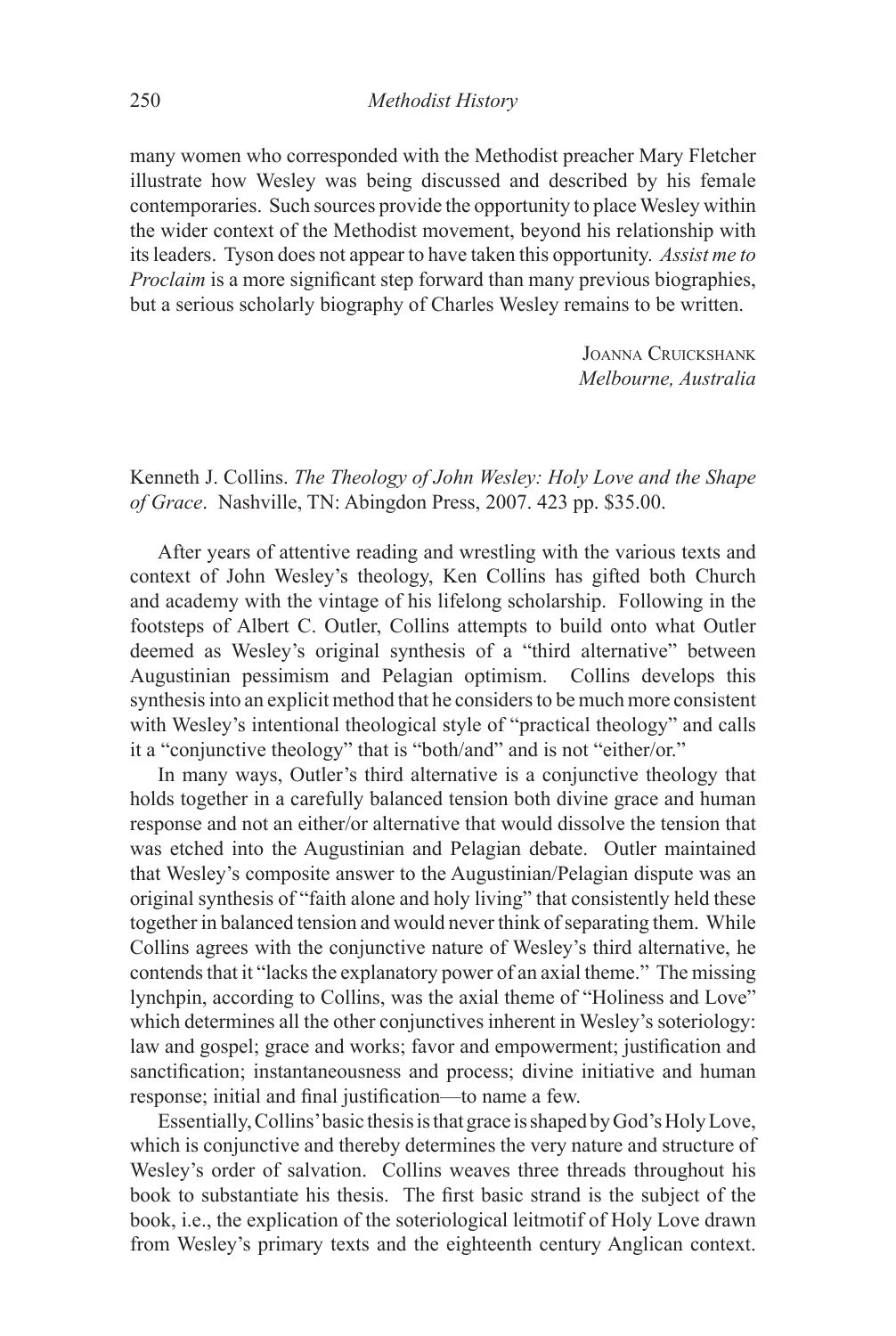many women who corresponded with the Methodist preacher Mary Fletcher illustrate how Wesley was being discussed and described by his female contemporaries. Such sources provide the opportunity to place Wesley within the wider context of the Methodist movement, beyond his relationship with its leaders. Tyson does not appear to have taken this opportunity. *Assist me to Proclaim* is a more significant step forward than many previous biographies, but a serious scholarly biography of Charles Wesley remains to be written.

Joanna Cruickshank
*Melbourne, Australia*

Kenneth J. Collins. *The Theology of John Wesley: Holy Love and the Shape of Grace*. Nashville, TN: Abingdon Press, 2007. 423 pp. $35.00.

After years of attentive reading and wrestling with the various texts and context of John Wesley's theology, Ken Collins has gifted both Church and academy with the vintage of his lifelong scholarship. Following in the footsteps of Albert C. Outler, Collins attempts to build onto what Outler deemed as Wesley's original synthesis of a "third alternative" between Augustinian pessimism and Pelagian optimism. Collins develops this synthesis into an explicit method that he considers to be much more consistent with Wesley's intentional theological style of "practical theology" and calls it a "conjunctive theology" that is "both/and" and is not "either/or."

In many ways, Outler's third alternative is a conjunctive theology that holds together in a carefully balanced tension both divine grace and human response and not an either/or alternative that would dissolve the tension that was etched into the Augustinian and Pelagian debate. Outler maintained that Wesley's composite answer to the Augustinian/Pelagian dispute was an original synthesis of "faith alone and holy living" that consistently held these together in balanced tension and would never think of separating them. While Collins agrees with the conjunctive nature of Wesley's third alternative, he contends that it "lacks the explanatory power of an axial theme." The missing lynchpin, according to Collins, was the axial theme of "Holiness and Love" which determines all the other conjunctives inherent in Wesley's soteriology: law and gospel; grace and works; favor and empowerment; justification and sanctification; instantaneousness and process; divine initiative and human response; initial and final justification—to name a few.

Essentially, Collins' basic thesis is that grace is shaped by God's Holy Love, which is conjunctive and thereby determines the very nature and structure of Wesley's order of salvation. Collins weaves three threads throughout his book to substantiate his thesis. The first basic strand is the subject of the book, i.e., the explication of the soteriological leitmotif of Holy Love drawn from Wesley's primary texts and the eighteenth century Anglican context.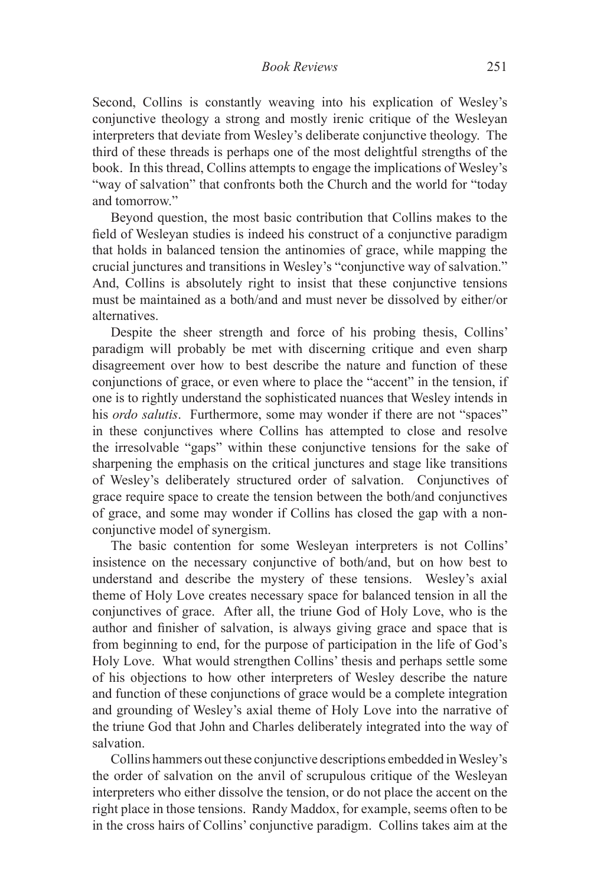Second, Collins is constantly weaving into his explication of Wesley's conjunctive theology a strong and mostly irenic critique of the Wesleyan interpreters that deviate from Wesley's deliberate conjunctive theology. The third of these threads is perhaps one of the most delightful strengths of the book. In this thread, Collins attempts to engage the implications of Wesley's "way of salvation" that confronts both the Church and the world for "today and tomorrow."

Beyond question, the most basic contribution that Collins makes to the field of Wesleyan studies is indeed his construct of a conjunctive paradigm that holds in balanced tension the antinomies of grace, while mapping the crucial junctures and transitions in Wesley's "conjunctive way of salvation." And, Collins is absolutely right to insist that these conjunctive tensions must be maintained as a both/and and must never be dissolved by either/or alternatives.

Despite the sheer strength and force of his probing thesis, Collins' paradigm will probably be met with discerning critique and even sharp disagreement over how to best describe the nature and function of these conjunctions of grace, or even where to place the "accent" in the tension, if one is to rightly understand the sophisticated nuances that Wesley intends in his *ordo salutis*. Furthermore, some may wonder if there are not "spaces" in these conjunctives where Collins has attempted to close and resolve the irresolvable "gaps" within these conjunctive tensions for the sake of sharpening the emphasis on the critical junctures and stage like transitions of Wesley's deliberately structured order of salvation. Conjunctives of grace require space to create the tension between the both/and conjunctives of grace, and some may wonder if Collins has closed the gap with a non-conjunctive model of synergism.

The basic contention for some Wesleyan interpreters is not Collins' insistence on the necessary conjunctive of both/and, but on how best to understand and describe the mystery of these tensions. Wesley's axial theme of Holy Love creates necessary space for balanced tension in all the conjunctives of grace. After all, the triune God of Holy Love, who is the author and finisher of salvation, is always giving grace and space that is from beginning to end, for the purpose of participation in the life of God's Holy Love. What would strengthen Collins' thesis and perhaps settle some of his objections to how other interpreters of Wesley describe the nature and function of these conjunctions of grace would be a complete integration and grounding of Wesley's axial theme of Holy Love into the narrative of the triune God that John and Charles deliberately integrated into the way of salvation.

Collins hammers out these conjunctive descriptions embedded in Wesley's the order of salvation on the anvil of scrupulous critique of the Wesleyan interpreters who either dissolve the tension, or do not place the accent on the right place in those tensions. Randy Maddox, for example, seems often to be in the cross hairs of Collins' conjunctive paradigm. Collins takes aim at the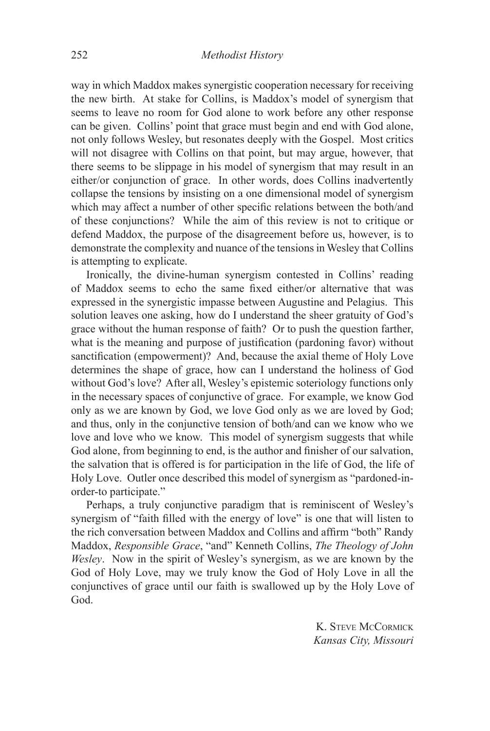way in which Maddox makes synergistic cooperation necessary for receiving the new birth. At stake for Collins, is Maddox's model of synergism that seems to leave no room for God alone to work before any other response can be given. Collins' point that grace must begin and end with God alone, not only follows Wesley, but resonates deeply with the Gospel. Most critics will not disagree with Collins on that point, but may argue, however, that there seems to be slippage in his model of synergism that may result in an either/or conjunction of grace. In other words, does Collins inadvertently collapse the tensions by insisting on a one dimensional model of synergism which may affect a number of other specific relations between the both/and of these conjunctions? While the aim of this review is not to critique or defend Maddox, the purpose of the disagreement before us, however, is to demonstrate the complexity and nuance of the tensions in Wesley that Collins is attempting to explicate.

Ironically, the divine-human synergism contested in Collins' reading of Maddox seems to echo the same fixed either/or alternative that was expressed in the synergistic impasse between Augustine and Pelagius. This solution leaves one asking, how do I understand the sheer gratuity of God's grace without the human response of faith? Or to push the question farther, what is the meaning and purpose of justification (pardoning favor) without sanctification (empowerment)? And, because the axial theme of Holy Love determines the shape of grace, how can I understand the holiness of God without God's love? After all, Wesley's epistemic soteriology functions only in the necessary spaces of conjunctive of grace. For example, we know God only as we are known by God, we love God only as we are loved by God; and thus, only in the conjunctive tension of both/and can we know who we love and love who we know. This model of synergism suggests that while God alone, from beginning to end, is the author and finisher of our salvation, the salvation that is offered is for participation in the life of God, the life of Holy Love. Outler once described this model of synergism as "pardoned-in-order-to participate."

Perhaps, a truly conjunctive paradigm that is reminiscent of Wesley's synergism of "faith filled with the energy of love" is one that will listen to the rich conversation between Maddox and Collins and affirm "both" Randy Maddox, *Responsible Grace*, "and" Kenneth Collins, *The Theology of John Wesley*. Now in the spirit of Wesley's synergism, as we are known by the God of Holy Love, may we truly know the God of Holy Love in all the conjunctives of grace until our faith is swallowed up by the Holy Love of God.

K. Steve McCormick
*Kansas City, Missouri*